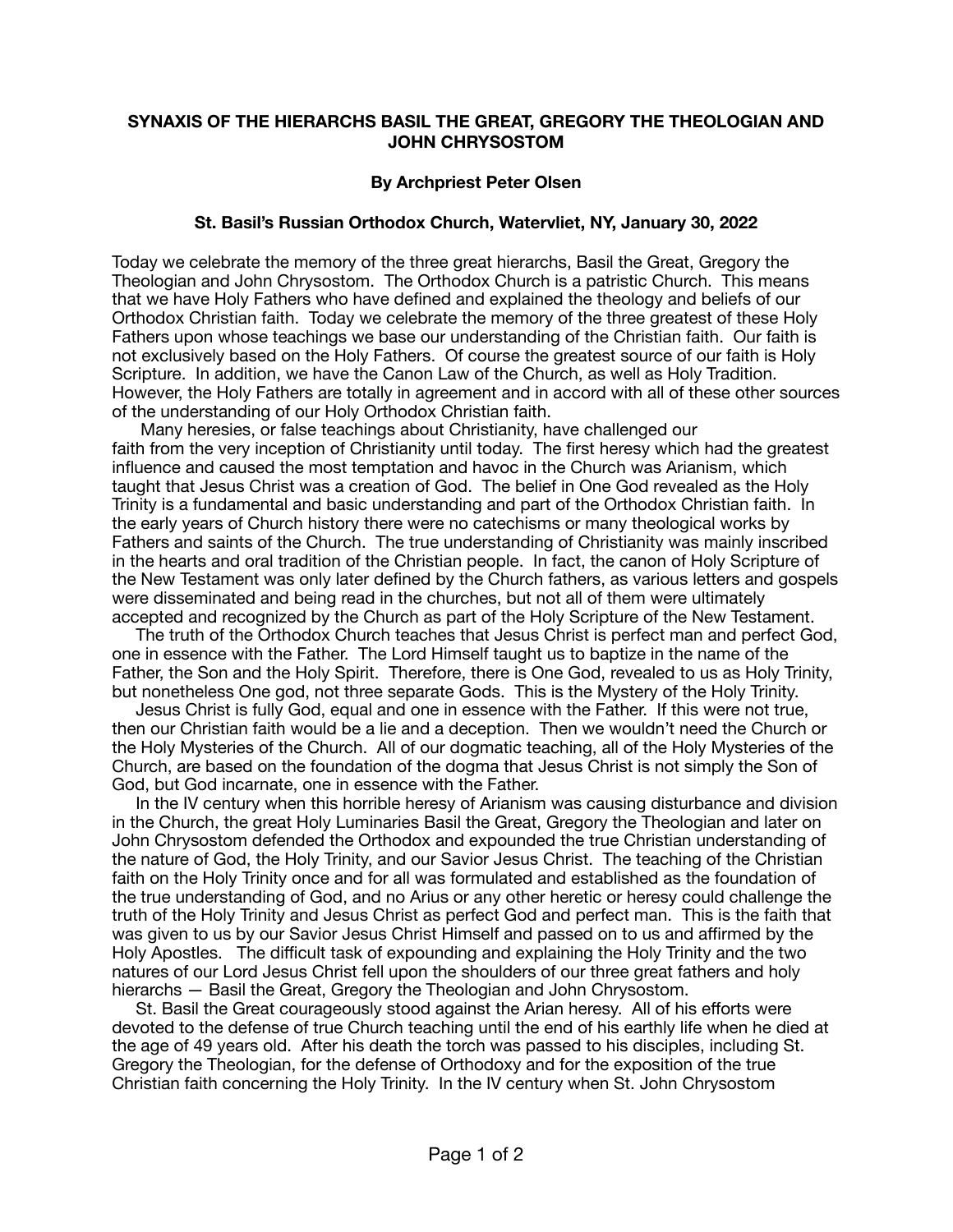**SYNAXIS OF THE HIERARCHS BASIL THE GREAT, GREGORY THE THEOLOGIAN AND JOHN CHRYSOSTOM**

**By Archpriest Peter Olsen**

**St. Basil's Russian Orthodox Church, Watervliet, NY, January 30, 2022**

Today we celebrate the memory of the three great hierarchs, Basil the Great, Gregory the Theologian and John Chrysostom. The Orthodox Church is a patristic Church. This means that we have Holy Fathers who have defined and explained the theology and beliefs of our Orthodox Christian faith. Today we celebrate the memory of the three greatest of these Holy Fathers upon whose teachings we base our understanding of the Christian faith. Our faith is not exclusively based on the Holy Fathers. Of course the greatest source of our faith is Holy Scripture. In addition, we have the Canon Law of the Church, as well as Holy Tradition. However, the Holy Fathers are totally in agreement and in accord with all of these other sources of the understanding of our Holy Orthodox Christian faith.

Many heresies, or false teachings about Christianity, have challenged our faith from the very inception of Christianity until today. The first heresy which had the greatest influence and caused the most temptation and havoc in the Church was Arianism, which taught that Jesus Christ was a creation of God. The belief in One God revealed as the Holy Trinity is a fundamental and basic understanding and part of the Orthodox Christian faith. In the early years of Church history there were no catechisms or many theological works by Fathers and saints of the Church. The true understanding of Christianity was mainly inscribed in the hearts and oral tradition of the Christian people. In fact, the canon of Holy Scripture of the New Testament was only later defined by the Church fathers, as various letters and gospels were disseminated and being read in the churches, but not all of them were ultimately accepted and recognized by the Church as part of the Holy Scripture of the New Testament.

The truth of the Orthodox Church teaches that Jesus Christ is perfect man and perfect God, one in essence with the Father. The Lord Himself taught us to baptize in the name of the Father, the Son and the Holy Spirit. Therefore, there is One God, revealed to us as Holy Trinity, but nonetheless One god, not three separate Gods. This is the Mystery of the Holy Trinity.

Jesus Christ is fully God, equal and one in essence with the Father. If this were not true, then our Christian faith would be a lie and a deception. Then we wouldn't need the Church or the Holy Mysteries of the Church. All of our dogmatic teaching, all of the Holy Mysteries of the Church, are based on the foundation of the dogma that Jesus Christ is not simply the Son of God, but God incarnate, one in essence with the Father.

In the IV century when this horrible heresy of Arianism was causing disturbance and division in the Church, the great Holy Luminaries Basil the Great, Gregory the Theologian and later on John Chrysostom defended the Orthodox and expounded the true Christian understanding of the nature of God, the Holy Trinity, and our Savior Jesus Christ. The teaching of the Christian faith on the Holy Trinity once and for all was formulated and established as the foundation of the true understanding of God, and no Arius or any other heretic or heresy could challenge the truth of the Holy Trinity and Jesus Christ as perfect God and perfect man. This is the faith that was given to us by our Savior Jesus Christ Himself and passed on to us and affirmed by the Holy Apostles. The difficult task of expounding and explaining the Holy Trinity and the two natures of our Lord Jesus Christ fell upon the shoulders of our three great fathers and holy hierarchs — Basil the Great, Gregory the Theologian and John Chrysostom.

St. Basil the Great courageously stood against the Arian heresy. All of his efforts were devoted to the defense of true Church teaching until the end of his earthly life when he died at the age of 49 years old. After his death the torch was passed to his disciples, including St. Gregory the Theologian, for the defense of Orthodoxy and for the exposition of the true Christian faith concerning the Holy Trinity. In the IV century when St. John Chrysostom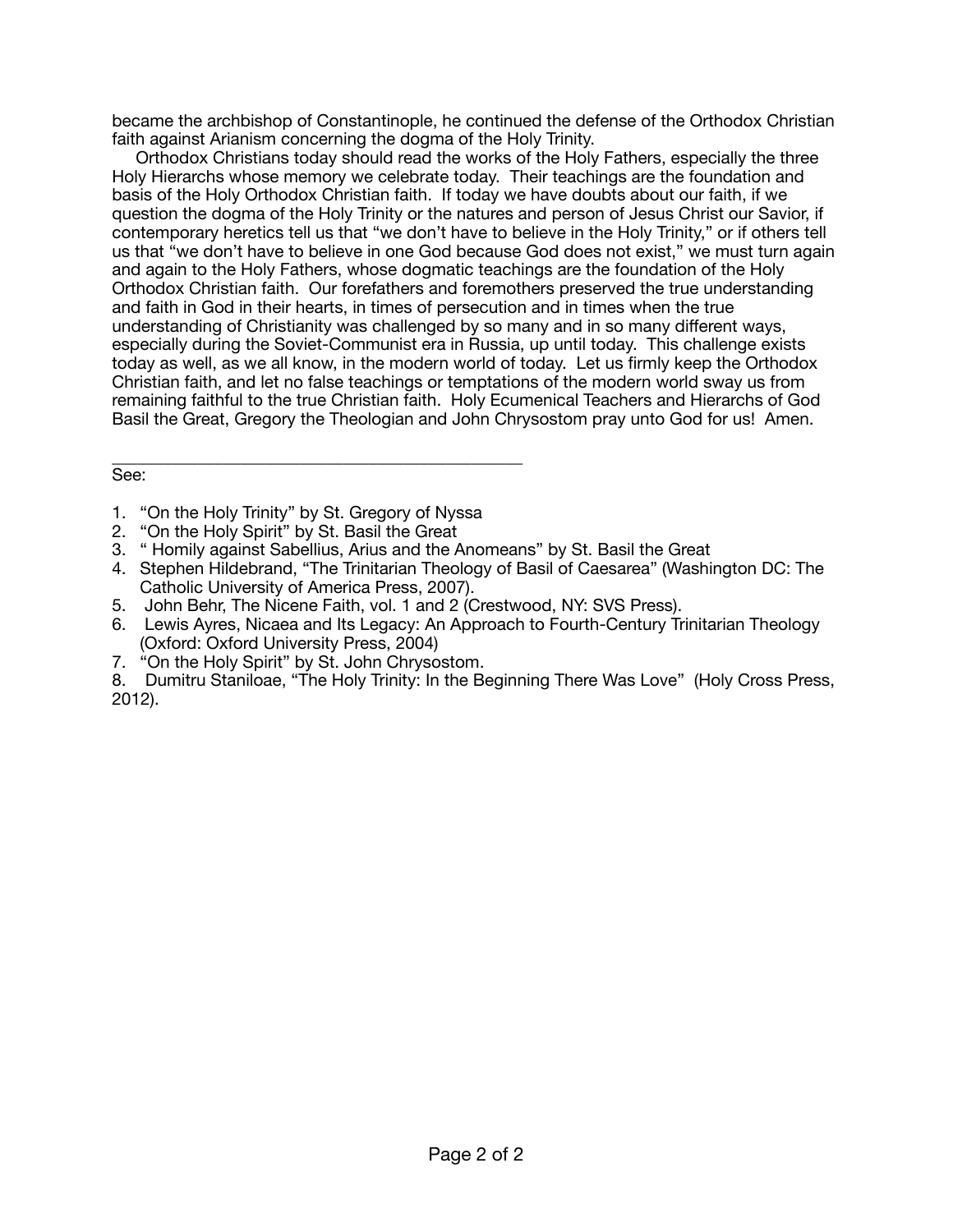became the archbishop of Constantinople, he continued the defense of the Orthodox Christian faith against Arianism concerning the dogma of the Holy Trinity.

Orthodox Christians today should read the works of the Holy Fathers, especially the three Holy Hierarchs whose memory we celebrate today. Their teachings are the foundation and basis of the Holy Orthodox Christian faith. If today we have doubts about our faith, if we question the dogma of the Holy Trinity or the natures and person of Jesus Christ our Savior, if contemporary heretics tell us that "we don't have to believe in the Holy Trinity," or if others tell us that "we don't have to believe in one God because God does not exist," we must turn again and again to the Holy Fathers, whose dogmatic teachings are the foundation of the Holy Orthodox Christian faith. Our forefathers and foremothers preserved the true understanding and faith in God in their hearts, in times of persecution and in times when the true understanding of Christianity was challenged by so many and in so many different ways, especially during the Soviet-Communist era in Russia, up until today. This challenge exists today as well, as we all know, in the modern world of today. Let us firmly keep the Orthodox Christian faith, and let no false teachings or temptations of the modern world sway us from remaining faithful to the true Christian faith. Holy Ecumenical Teachers and Hierarchs of God Basil the Great, Gregory the Theologian and John Chrysostom pray unto God for us! Amen.

---

See:

1. "On the Holy Trinity" by St. Gregory of Nyssa
2. "On the Holy Spirit" by St. Basil the Great
3. " Homily against Sabellius, Arius and the Anomeans" by St. Basil the Great
4. Stephen Hildebrand, "The Trinitarian Theology of Basil of Caesarea" (Washington DC: The Catholic University of America Press, 2007).
5. John Behr, The Nicene Faith, vol. 1 and 2 (Crestwood, NY: SVS Press).
6. Lewis Ayres, Nicaea and Its Legacy: An Approach to Fourth-Century Trinitarian Theology (Oxford: Oxford University Press, 2004)
7. "On the Holy Spirit" by St. John Chrysostom.
8. Dumitru Staniloae, "The Holy Trinity: In the Beginning There Was Love" (Holy Cross Press, 2012).